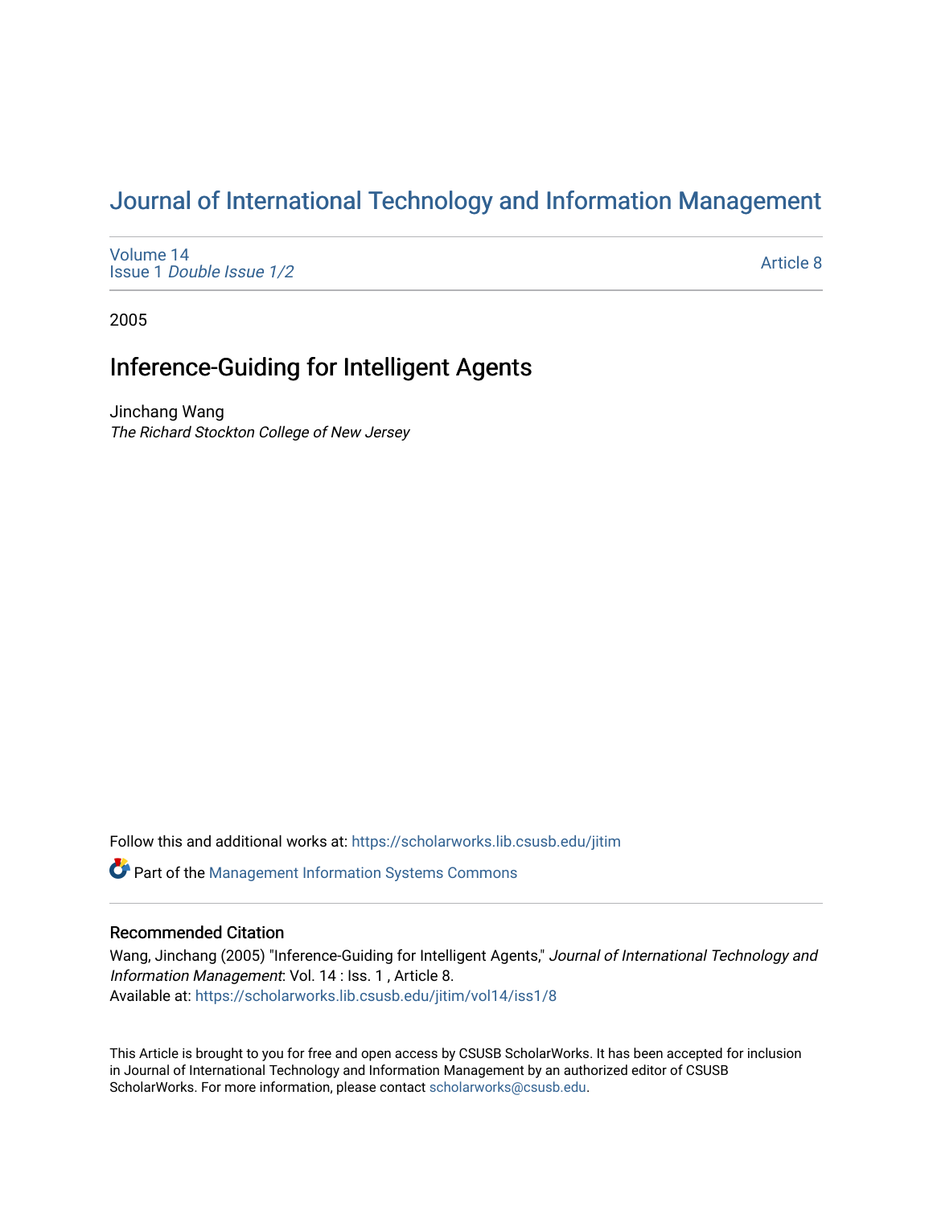# Journal of International Technology and Information Management

Volume 14
Issue 1 *Double Issue 1/2*

Article 8

2005

## Inference-Guiding for Intelligent Agents

Jinchang Wang
*The Richard Stockton College of New Jersey*

Follow this and additional works at: https://scholarworks.lib.csusb.edu/jitim

Part of the Management Information Systems Commons

### Recommended Citation

Wang, Jinchang (2005) "Inference-Guiding for Intelligent Agents," *Journal of International Technology and Information Management*: Vol. 14 : Iss. 1 , Article 8.
Available at: https://scholarworks.lib.csusb.edu/jitim/vol14/iss1/8

This Article is brought to you for free and open access by CSUSB ScholarWorks. It has been accepted for inclusion in Journal of International Technology and Information Management by an authorized editor of CSUSB ScholarWorks. For more information, please contact scholarworks@csusb.edu.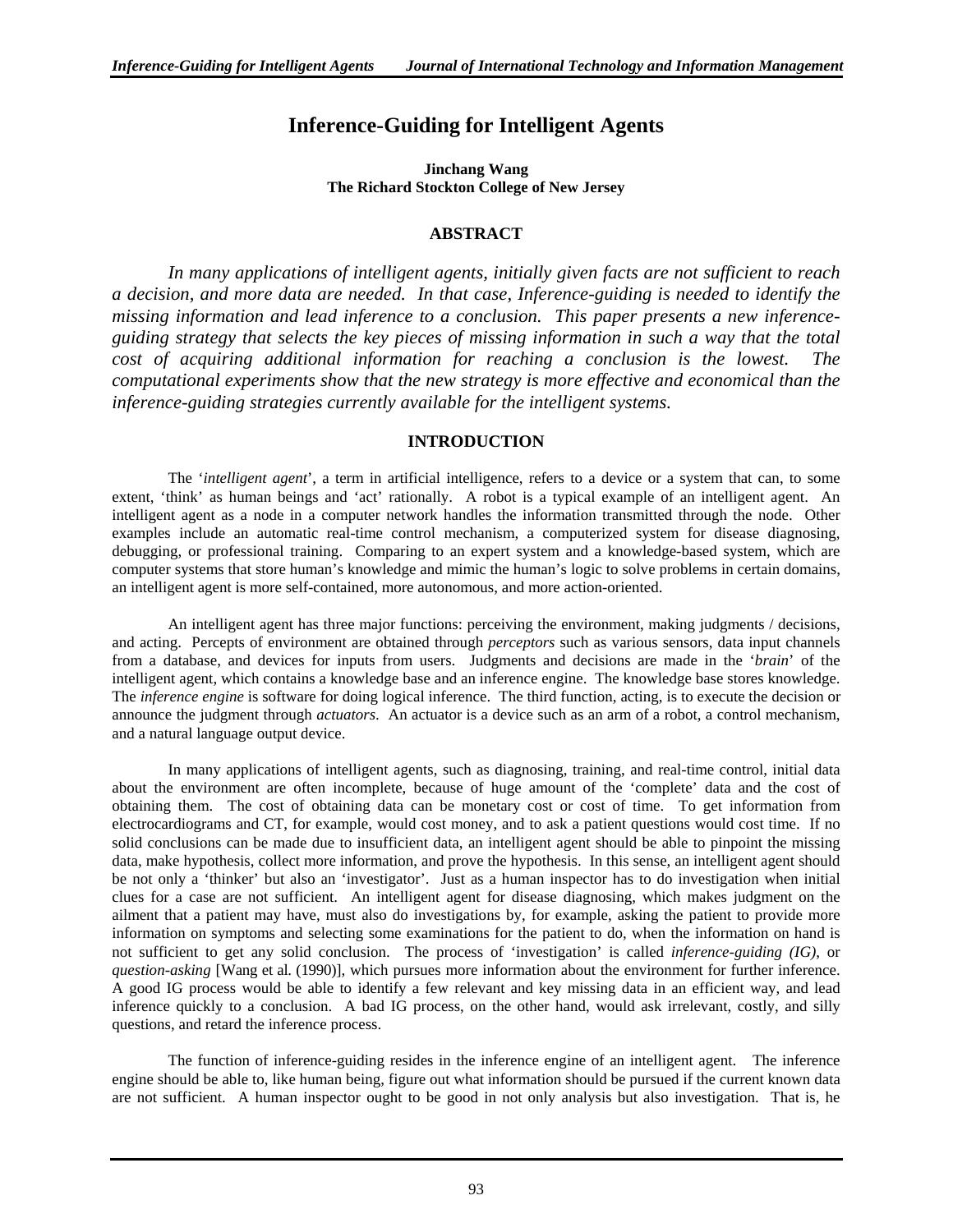# Inference-Guiding for Intelligent Agents

**Jinchang Wang**
**The Richard Stockton College of New Jersey**

## ABSTRACT

*In many applications of intelligent agents, initially given facts are not sufficient to reach a decision, and more data are needed. In that case, Inference-guiding is needed to identify the missing information and lead inference to a conclusion. This paper presents a new inference-guiding strategy that selects the key pieces of missing information in such a way that the total cost of acquiring additional information for reaching a conclusion is the lowest. The computational experiments show that the new strategy is more effective and economical than the inference-guiding strategies currently available for the intelligent systems.*

## INTRODUCTION

The '*intelligent agent*', a term in artificial intelligence, refers to a device or a system that can, to some extent, 'think' as human beings and 'act' rationally. A robot is a typical example of an intelligent agent. An intelligent agent as a node in a computer network handles the information transmitted through the node. Other examples include an automatic real-time control mechanism, a computerized system for disease diagnosing, debugging, or professional training. Comparing to an expert system and a knowledge-based system, which are computer systems that store human's knowledge and mimic the human's logic to solve problems in certain domains, an intelligent agent is more self-contained, more autonomous, and more action-oriented.

An intelligent agent has three major functions: perceiving the environment, making judgments / decisions, and acting. Percepts of environment are obtained through *perceptors* such as various sensors, data input channels from a database, and devices for inputs from users. Judgments and decisions are made in the '*brain*' of the intelligent agent, which contains a knowledge base and an inference engine. The knowledge base stores knowledge. The *inference engine* is software for doing logical inference. The third function, acting, is to execute the decision or announce the judgment through *actuators*. An actuator is a device such as an arm of a robot, a control mechanism, and a natural language output device.

In many applications of intelligent agents, such as diagnosing, training, and real-time control, initial data about the environment are often incomplete, because of huge amount of the 'complete' data and the cost of obtaining them. The cost of obtaining data can be monetary cost or cost of time. To get information from electrocardiograms and CT, for example, would cost money, and to ask a patient questions would cost time. If no solid conclusions can be made due to insufficient data, an intelligent agent should be able to pinpoint the missing data, make hypothesis, collect more information, and prove the hypothesis. In this sense, an intelligent agent should be not only a 'thinker' but also an 'investigator'. Just as a human inspector has to do investigation when initial clues for a case are not sufficient. An intelligent agent for disease diagnosing, which makes judgment on the ailment that a patient may have, must also do investigations by, for example, asking the patient to provide more information on symptoms and selecting some examinations for the patient to do, when the information on hand is not sufficient to get any solid conclusion. The process of 'investigation' is called *inference-guiding (IG)*, or *question-asking* [Wang et al. (1990)], which pursues more information about the environment for further inference. A good IG process would be able to identify a few relevant and key missing data in an efficient way, and lead inference quickly to a conclusion. A bad IG process, on the other hand, would ask irrelevant, costly, and silly questions, and retard the inference process.

The function of inference-guiding resides in the inference engine of an intelligent agent. The inference engine should be able to, like human being, figure out what information should be pursued if the current known data are not sufficient. A human inspector ought to be good in not only analysis but also investigation. That is, he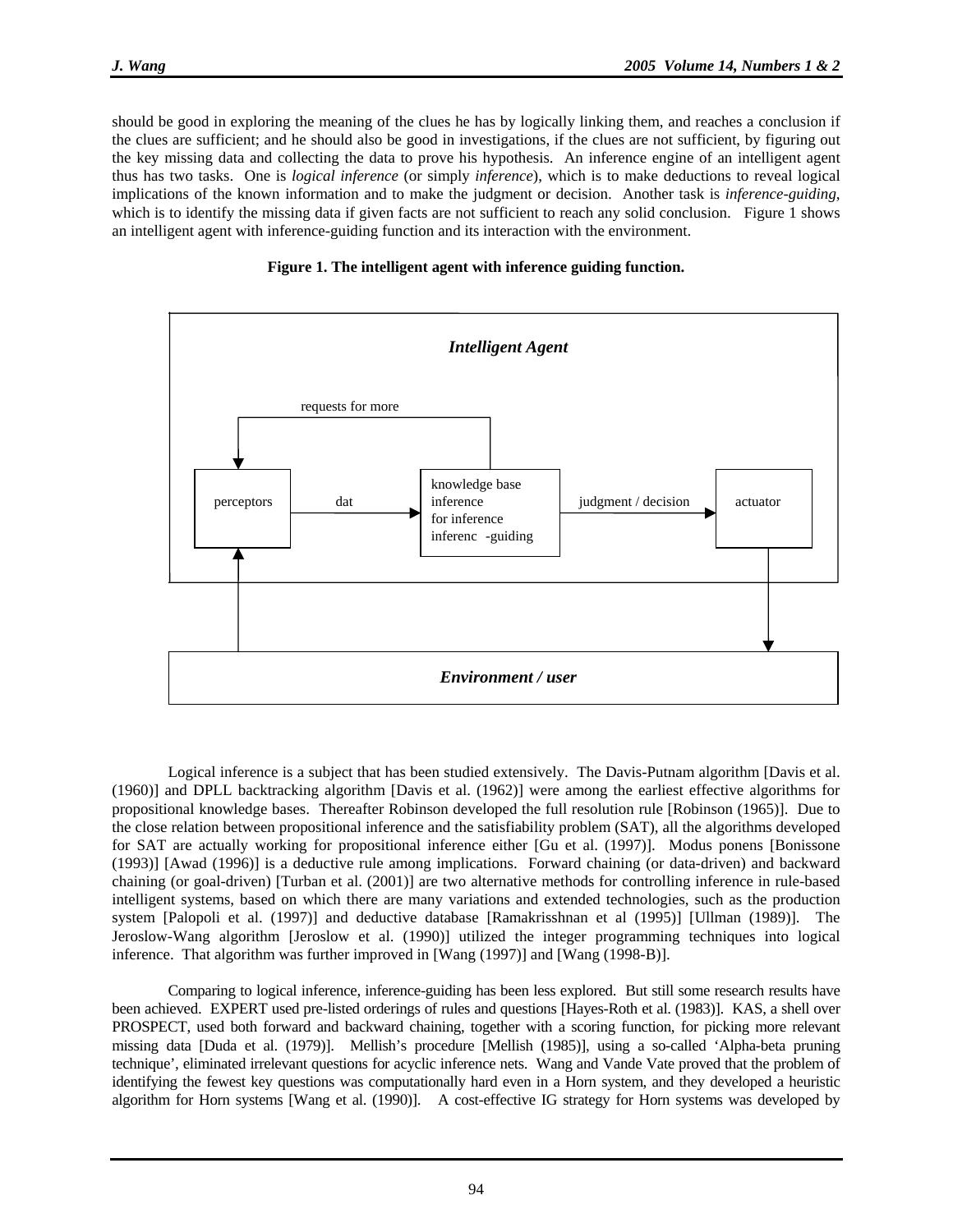should be good in exploring the meaning of the clues he has by logically linking them, and reaches a conclusion if the clues are sufficient; and he should also be good in investigations, if the clues are not sufficient, by figuring out the key missing data and collecting the data to prove his hypothesis. An inference engine of an intelligent agent thus has two tasks. One is *logical inference* (or simply *inference*), which is to make deductions to reveal logical implications of the known information and to make the judgment or decision. Another task is *inference-guiding*, which is to identify the missing data if given facts are not sufficient to reach any solid conclusion. Figure 1 shows an intelligent agent with inference-guiding function and its interaction with the environment.

**Figure 1. The intelligent agent with inference guiding function.**

*Intelligent Agent*

requests for more

perceptors — dat → knowledge base / inference / for inference / inferenc -guiding — judgment / decision → actuator

*Environment / user*

Logical inference is a subject that has been studied extensively. The Davis-Putnam algorithm [Davis et al. (1960)] and DPLL backtracking algorithm [Davis et al. (1962)] were among the earliest effective algorithms for propositional knowledge bases. Thereafter Robinson developed the full resolution rule [Robinson (1965)]. Due to the close relation between propositional inference and the satisfiability problem (SAT), all the algorithms developed for SAT are actually working for propositional inference either [Gu et al. (1997)]. Modus ponens [Bonissone (1993)] [Awad (1996)] is a deductive rule among implications. Forward chaining (or data-driven) and backward chaining (or goal-driven) [Turban et al. (2001)] are two alternative methods for controlling inference in rule-based intelligent systems, based on which there are many variations and extended technologies, such as the production system [Palopoli et al. (1997)] and deductive database [Ramakrisshnan et al (1995)] [Ullman (1989)]. The Jeroslow-Wang algorithm [Jeroslow et al. (1990)] utilized the integer programming techniques into logical inference. That algorithm was further improved in [Wang (1997)] and [Wang (1998-B)].

Comparing to logical inference, inference-guiding has been less explored. But still some research results have been achieved. EXPERT used pre-listed orderings of rules and questions [Hayes-Roth et al. (1983)]. KAS, a shell over PROSPECT, used both forward and backward chaining, together with a scoring function, for picking more relevant missing data [Duda et al. (1979)]. Mellish's procedure [Mellish (1985)], using a so-called 'Alpha-beta pruning technique', eliminated irrelevant questions for acyclic inference nets. Wang and Vande Vate proved that the problem of identifying the fewest key questions was computationally hard even in a Horn system, and they developed a heuristic algorithm for Horn systems [Wang et al. (1990)]. A cost-effective IG strategy for Horn systems was developed by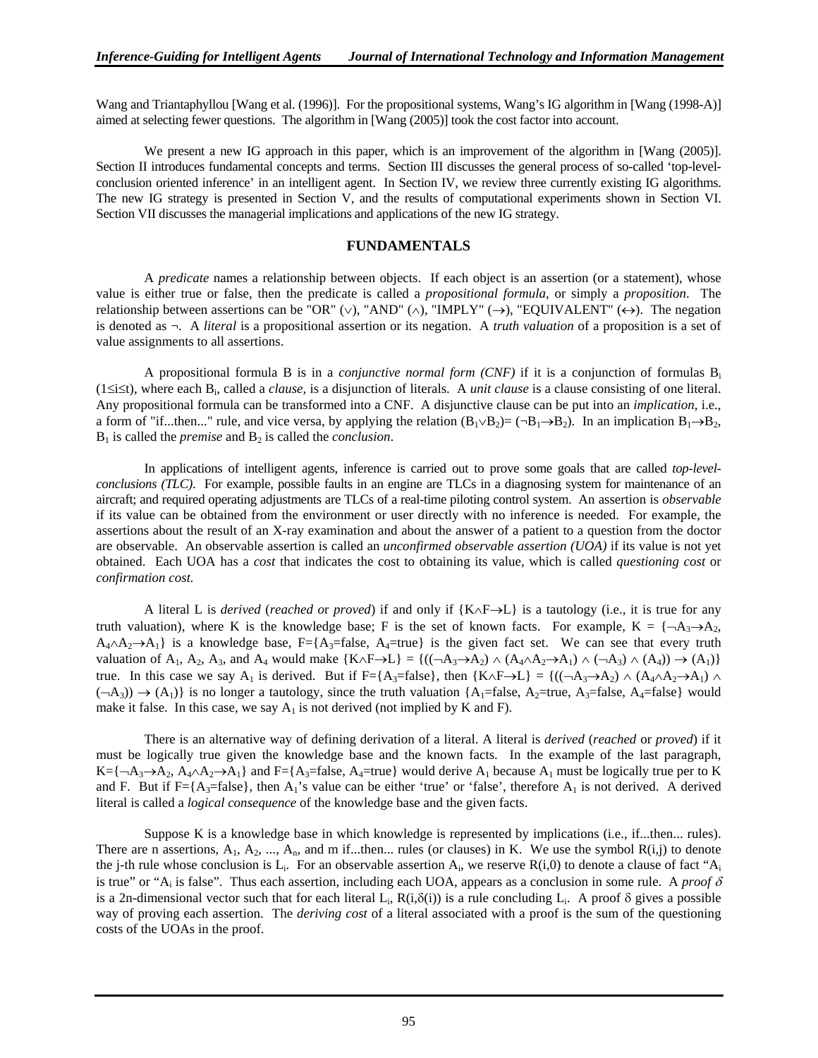Wang and Triantaphyllou [Wang et al. (1996)]. For the propositional systems, Wang's IG algorithm in [Wang (1998-A)] aimed at selecting fewer questions. The algorithm in [Wang (2005)] took the cost factor into account.

We present a new IG approach in this paper, which is an improvement of the algorithm in [Wang (2005)]. Section II introduces fundamental concepts and terms. Section III discusses the general process of so-called 'top-level-conclusion oriented inference' in an intelligent agent. In Section IV, we review three currently existing IG algorithms. The new IG strategy is presented in Section V, and the results of computational experiments shown in Section VI. Section VII discusses the managerial implications and applications of the new IG strategy.

## FUNDAMENTALS

A *predicate* names a relationship between objects. If each object is an assertion (or a statement), whose value is either true or false, then the predicate is called a *propositional formula*, or simply a *proposition*. The relationship between assertions can be "OR" ($\vee$), "AND" ($\wedge$), "IMPLY" ($\rightarrow$), "EQUIVALENT" ($\leftrightarrow$). The negation is denoted as $\neg$. A *literal* is a propositional assertion or its negation. A *truth valuation* of a proposition is a set of value assignments to all assertions.

A propositional formula B is in a *conjunctive normal form (CNF)* if it is a conjunction of formulas $B_i$ ($1 \leq i \leq t$), where each $B_i$, called a *clause*, is a disjunction of literals. A *unit clause* is a clause consisting of one literal. Any propositional formula can be transformed into a CNF. A disjunctive clause can be put into an *implication*, i.e., a form of "if...then..." rule, and vice versa, by applying the relation $(B_1 \vee B_2) = (\neg B_1 \rightarrow B_2)$. In an implication $B_1 \rightarrow B_2$, $B_1$ is called the *premise* and $B_2$ is called the *conclusion*.

In applications of intelligent agents, inference is carried out to prove some goals that are called *top-level-conclusions (TLC)*. For example, possible faults in an engine are TLCs in a diagnosing system for maintenance of an aircraft; and required operating adjustments are TLCs of a real-time piloting control system. An assertion is *observable* if its value can be obtained from the environment or user directly with no inference is needed. For example, the assertions about the result of an X-ray examination and about the answer of a patient to a question from the doctor are observable. An observable assertion is called an *unconfirmed observable assertion (UOA)* if its value is not yet obtained. Each UOA has a *cost* that indicates the cost to obtaining its value, which is called *questioning cost* or *confirmation cost.*

A literal L is *derived* (*reached or proved*) if and only if $\{K \wedge F \rightarrow L\}$ is a tautology (i.e., it is true for any truth valuation), where K is the knowledge base; F is the set of known facts. For example, $K = \{\neg A_3 \rightarrow A_2, A_4 \wedge A_2 \rightarrow A_1\}$ is a knowledge base, $F = \{A_3 = \text{false}, A_4 = \text{true}\}$ is the given fact set. We can see that every truth valuation of $A_1$, $A_2$, $A_3$, and $A_4$ would make $\{K \wedge F \rightarrow L\} = \{((\neg A_3 \rightarrow A_2) \wedge (A_4 \wedge A_2 \rightarrow A_1) \wedge (\neg A_3) \wedge (A_4)) \rightarrow (A_1)\}$ true. In this case we say $A_1$ is derived. But if $F = \{A_3 = \text{false}\}$, then $\{K \wedge F \rightarrow L\} = \{((\neg A_3 \rightarrow A_2) \wedge (A_4 \wedge A_2 \rightarrow A_1) \wedge (\neg A_3)) \rightarrow (A_1)\}$ is no longer a tautology, since the truth valuation $\{A_1 = \text{false}, A_2 = \text{true}, A_3 = \text{false}, A_4 = \text{false}\}$ would make it false. In this case, we say $A_1$ is not derived (not implied by K and F).

There is an alternative way of defining derivation of a literal. A literal is *derived* (*reached* or *proved*) if it must be logically true given the knowledge base and the known facts. In the example of the last paragraph, $K = \{\neg A_3 \rightarrow A_2, A_4 \wedge A_2 \rightarrow A_1\}$ and $F = \{A_3 = \text{false}, A_4 = \text{true}\}$ would derive $A_1$ because $A_1$ must be logically true per to K and F. But if $F = \{A_3 = \text{false}\}$, then $A_1$'s value can be either 'true' or 'false', therefore $A_1$ is not derived. A derived literal is called a *logical consequence* of the knowledge base and the given facts.

Suppose K is a knowledge base in which knowledge is represented by implications (i.e., if...then... rules). There are n assertions, $A_1, A_2, ..., A_n$, and m if...then... rules (or clauses) in K. We use the symbol $R(i,j)$ to denote the j-th rule whose conclusion is $L_i$. For an observable assertion $A_i$, we reserve $R(i,0)$ to denote a clause of fact "$A_i$ is true" or "$A_i$ is false". Thus each assertion, including each UOA, appears as a conclusion in some rule. A *proof* $\delta$ is a 2n-dimensional vector such that for each literal $L_i$, $R(i,\delta(i))$ is a rule concluding $L_i$. A proof $\delta$ gives a possible way of proving each assertion. The *deriving cost* of a literal associated with a proof is the sum of the questioning costs of the UOAs in the proof.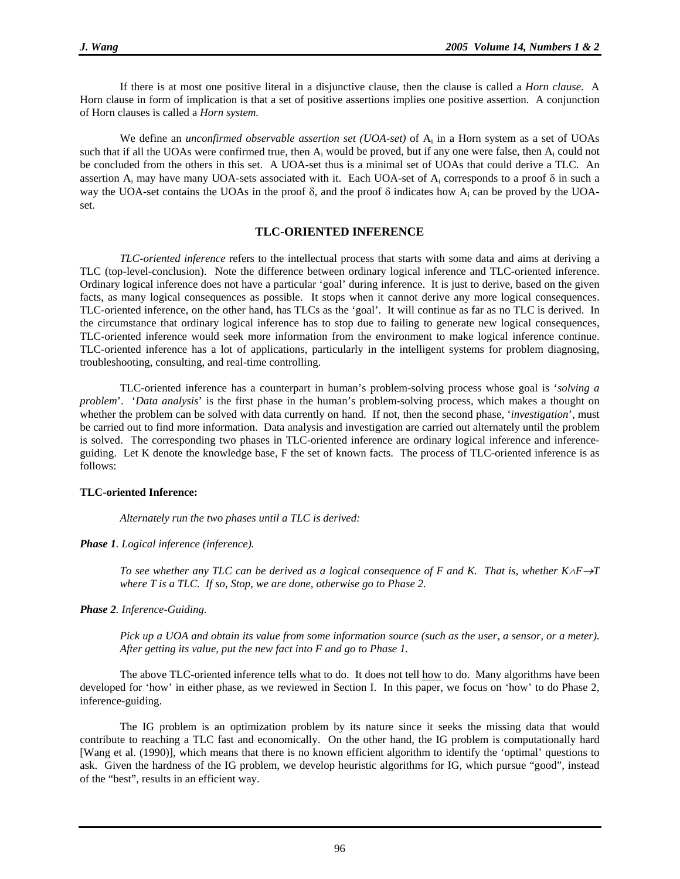If there is at most one positive literal in a disjunctive clause, then the clause is called a *Horn clause*. A Horn clause in form of implication is that a set of positive assertions implies one positive assertion. A conjunction of Horn clauses is called a *Horn system.*

We define an *unconfirmed observable assertion set (UOA-set)* of $A_i$ in a Horn system as a set of UOAs such that if all the UOAs were confirmed true, then $A_i$ would be proved, but if any one were false, then $A_i$ could not be concluded from the others in this set. A UOA-set thus is a minimal set of UOAs that could derive a TLC. An assertion $A_i$ may have many UOA-sets associated with it. Each UOA-set of $A_i$ corresponds to a proof $\delta$ in such a way the UOA-set contains the UOAs in the proof $\delta$, and the proof $\delta$ indicates how $A_i$ can be proved by the UOA-set.

## TLC-ORIENTED INFERENCE

*TLC-oriented inference* refers to the intellectual process that starts with some data and aims at deriving a TLC (top-level-conclusion). Note the difference between ordinary logical inference and TLC-oriented inference. Ordinary logical inference does not have a particular 'goal' during inference. It is just to derive, based on the given facts, as many logical consequences as possible. It stops when it cannot derive any more logical consequences. TLC-oriented inference, on the other hand, has TLCs as the 'goal'. It will continue as far as no TLC is derived. In the circumstance that ordinary logical inference has to stop due to failing to generate new logical consequences, TLC-oriented inference would seek more information from the environment to make logical inference continue. TLC-oriented inference has a lot of applications, particularly in the intelligent systems for problem diagnosing, troubleshooting, consulting, and real-time controlling.

TLC-oriented inference has a counterpart in human's problem-solving process whose goal is '*solving a problem*'. '*Data analysis*' is the first phase in the human's problem-solving process, which makes a thought on whether the problem can be solved with data currently on hand. If not, then the second phase, '*investigation*', must be carried out to find more information. Data analysis and investigation are carried out alternately until the problem is solved. The corresponding two phases in TLC-oriented inference are ordinary logical inference and inference-guiding. Let K denote the knowledge base, F the set of known facts. The process of TLC-oriented inference is as follows:

**TLC-oriented Inference:**

*Alternately run the two phases until a TLC is derived:*

***Phase 1**. Logical inference (inference).*

*To see whether any TLC can be derived as a logical consequence of F and K. That is, whether $K \wedge F \rightarrow T$ where T is a TLC. If so, Stop, we are done, otherwise go to Phase 2.*

***Phase 2**. Inference-Guiding.*

*Pick up a UOA and obtain its value from some information source (such as the user, a sensor, or a meter). After getting its value, put the new fact into F and go to Phase 1.*

The above TLC-oriented inference tells what to do. It does not tell how to do. Many algorithms have been developed for 'how' in either phase, as we reviewed in Section I. In this paper, we focus on 'how' to do Phase 2, inference-guiding.

The IG problem is an optimization problem by its nature since it seeks the missing data that would contribute to reaching a TLC fast and economically. On the other hand, the IG problem is computationally hard [Wang et al. (1990)], which means that there is no known efficient algorithm to identify the 'optimal' questions to ask. Given the hardness of the IG problem, we develop heuristic algorithms for IG, which pursue "good", instead of the "best", results in an efficient way.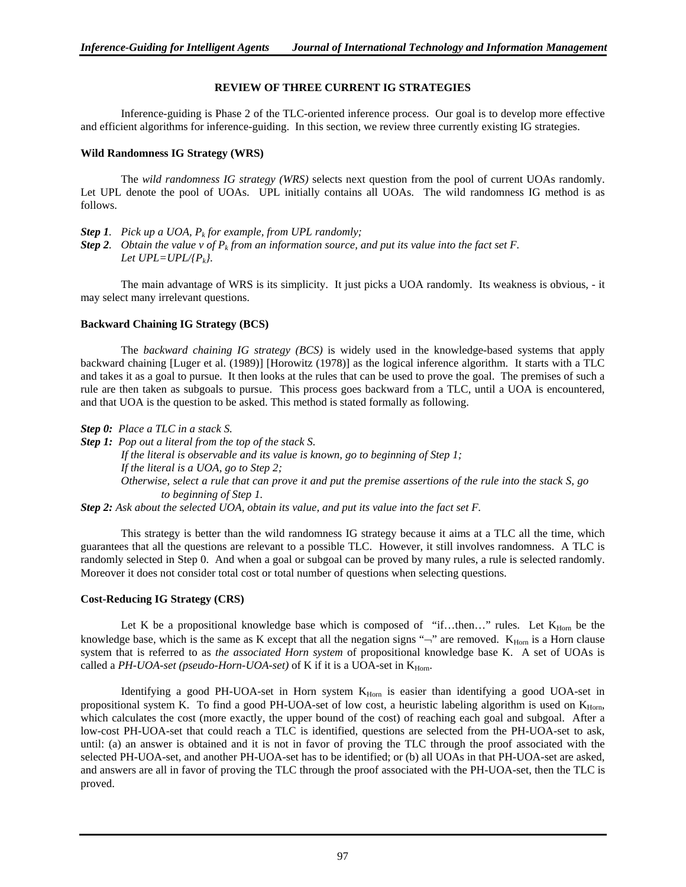## REVIEW OF THREE CURRENT IG STRATEGIES

Inference-guiding is Phase 2 of the TLC-oriented inference process. Our goal is to develop more effective and efficient algorithms for inference-guiding. In this section, we review three currently existing IG strategies.

### Wild Randomness IG Strategy (WRS)

The *wild randomness IG strategy (WRS)* selects next question from the pool of current UOAs randomly. Let UPL denote the pool of UOAs. UPL initially contains all UOAs. The wild randomness IG method is as follows.

***Step 1***. *Pick up a UOA, $P_k$ for example, from UPL randomly;*
***Step 2***. *Obtain the value v of $P_k$ from an information source, and put its value into the fact set F. Let UPL=UPL/{$P_k$}.*

The main advantage of WRS is its simplicity. It just picks a UOA randomly. Its weakness is obvious, - it may select many irrelevant questions.

### Backward Chaining IG Strategy (BCS)

The *backward chaining IG strategy (BCS)* is widely used in the knowledge-based systems that apply backward chaining [Luger et al. (1989)] [Horowitz (1978)] as the logical inference algorithm. It starts with a TLC and takes it as a goal to pursue. It then looks at the rules that can be used to prove the goal. The premises of such a rule are then taken as subgoals to pursue. This process goes backward from a TLC, until a UOA is encountered, and that UOA is the question to be asked. This method is stated formally as following.

***Step 0:*** *Place a TLC in a stack S.*
***Step 1:*** *Pop out a literal from the top of the stack S.*
*If the literal is observable and its value is known, go to beginning of Step 1;*
*If the literal is a UOA, go to Step 2;*
*Otherwise, select a rule that can prove it and put the premise assertions of the rule into the stack S, go to beginning of Step 1.*
***Step 2:*** *Ask about the selected UOA, obtain its value, and put its value into the fact set F.*

This strategy is better than the wild randomness IG strategy because it aims at a TLC all the time, which guarantees that all the questions are relevant to a possible TLC. However, it still involves randomness. A TLC is randomly selected in Step 0. And when a goal or subgoal can be proved by many rules, a rule is selected randomly. Moreover it does not consider total cost or total number of questions when selecting questions.

### Cost-Reducing IG Strategy (CRS)

Let K be a propositional knowledge base which is composed of "if…then…" rules. Let $K_{Horn}$ be the knowledge base, which is the same as K except that all the negation signs "¬" are removed. $K_{Horn}$ is a Horn clause system that is referred to as *the associated Horn system* of propositional knowledge base K. A set of UOAs is called a *PH-UOA-set (pseudo-Horn-UOA-set)* of K if it is a UOA-set in $K_{Horn}$.

Identifying a good PH-UOA-set in Horn system $K_{Horn}$ is easier than identifying a good UOA-set in propositional system K. To find a good PH-UOA-set of low cost, a heuristic labeling algorithm is used on $K_{Horn}$, which calculates the cost (more exactly, the upper bound of the cost) of reaching each goal and subgoal. After a low-cost PH-UOA-set that could reach a TLC is identified, questions are selected from the PH-UOA-set to ask, until: (a) an answer is obtained and it is not in favor of proving the TLC through the proof associated with the selected PH-UOA-set, and another PH-UOA-set has to be identified; or (b) all UOAs in that PH-UOA-set are asked, and answers are all in favor of proving the TLC through the proof associated with the PH-UOA-set, then the TLC is proved.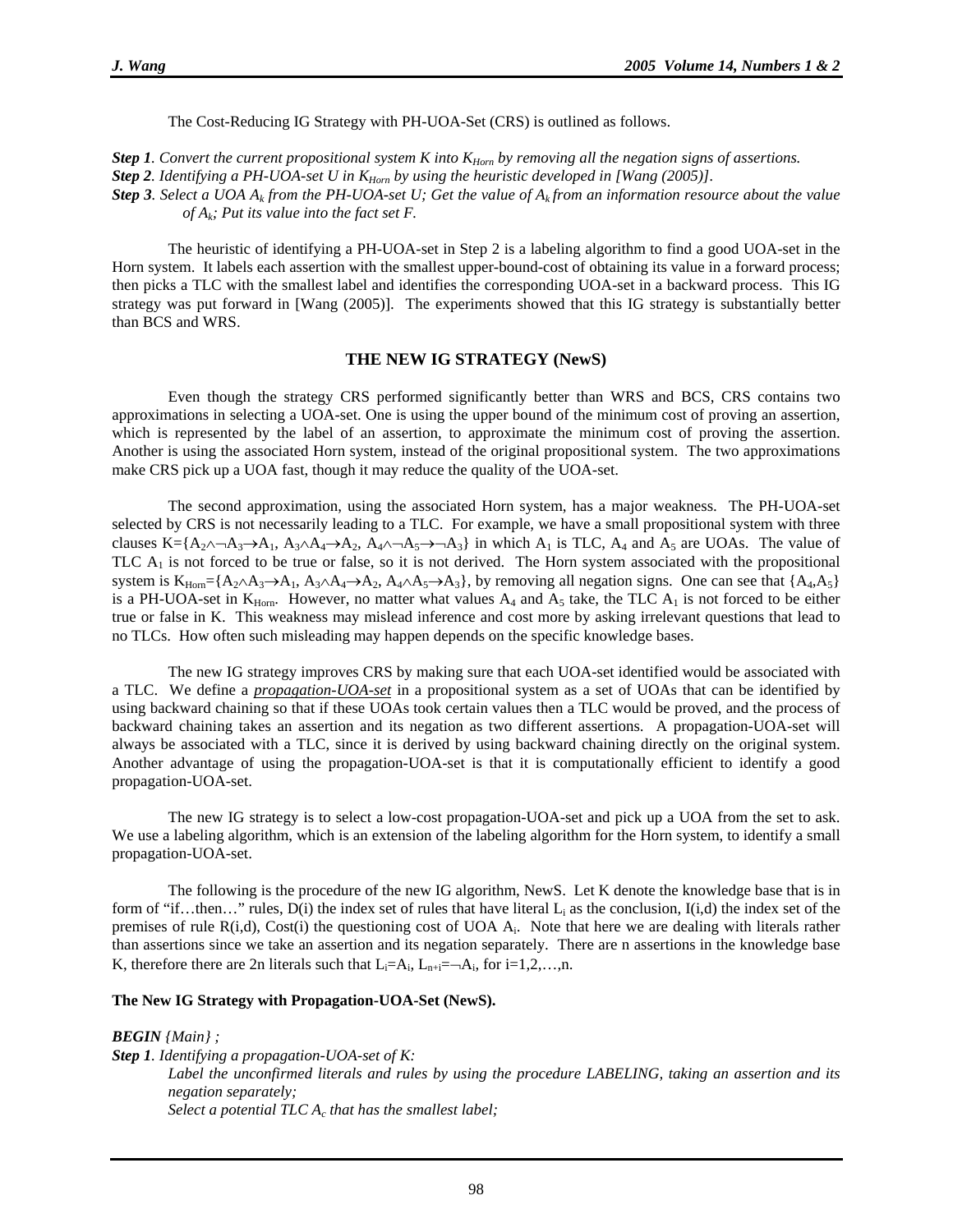The Cost-Reducing IG Strategy with PH-UOA-Set (CRS) is outlined as follows.

***Step 1****. Convert the current propositional system K into $K_{Horn}$ by removing all the negation signs of assertions.*
***Step 2****. Identifying a PH-UOA-set U in $K_{Horn}$ by using the heuristic developed in [Wang (2005)].*
***Step 3****. Select a UOA $A_k$ from the PH-UOA-set U; Get the value of $A_k$ from an information resource about the value of $A_k$; Put its value into the fact set F.*

The heuristic of identifying a PH-UOA-set in Step 2 is a labeling algorithm to find a good UOA-set in the Horn system. It labels each assertion with the smallest upper-bound-cost of obtaining its value in a forward process; then picks a TLC with the smallest label and identifies the corresponding UOA-set in a backward process. This IG strategy was put forward in [Wang (2005)]. The experiments showed that this IG strategy is substantially better than BCS and WRS.

## THE NEW IG STRATEGY (NewS)

Even though the strategy CRS performed significantly better than WRS and BCS, CRS contains two approximations in selecting a UOA-set. One is using the upper bound of the minimum cost of proving an assertion, which is represented by the label of an assertion, to approximate the minimum cost of proving the assertion. Another is using the associated Horn system, instead of the original propositional system. The two approximations make CRS pick up a UOA fast, though it may reduce the quality of the UOA-set.

The second approximation, using the associated Horn system, has a major weakness. The PH-UOA-set selected by CRS is not necessarily leading to a TLC. For example, we have a small propositional system with three clauses $K=\{A_2 \wedge \neg A_3 \rightarrow A_1,\ A_3 \wedge A_4 \rightarrow A_2,\ A_4 \wedge \neg A_5 \rightarrow \neg A_3\}$ in which $A_1$ is TLC, $A_4$ and $A_5$ are UOAs. The value of TLC $A_1$ is not forced to be true or false, so it is not derived. The Horn system associated with the propositional system is $K_{Horn}=\{A_2 \wedge A_3 \rightarrow A_1,\ A_3 \wedge A_4 \rightarrow A_2,\ A_4 \wedge A_5 \rightarrow A_3\}$, by removing all negation signs. One can see that $\{A_4, A_5\}$ is a PH-UOA-set in $K_{Horn}$. However, no matter what values $A_4$ and $A_5$ take, the TLC $A_1$ is not forced to be either true or false in K. This weakness may mislead inference and cost more by asking irrelevant questions that lead to no TLCs. How often such misleading may happen depends on the specific knowledge bases.

The new IG strategy improves CRS by making sure that each UOA-set identified would be associated with a TLC. We define a ***propagation-UOA-set*** in a propositional system as a set of UOAs that can be identified by using backward chaining so that if these UOAs took certain values then a TLC would be proved, and the process of backward chaining takes an assertion and its negation as two different assertions. A propagation-UOA-set will always be associated with a TLC, since it is derived by using backward chaining directly on the original system. Another advantage of using the propagation-UOA-set is that it is computationally efficient to identify a good propagation-UOA-set.

The new IG strategy is to select a low-cost propagation-UOA-set and pick up a UOA from the set to ask. We use a labeling algorithm, which is an extension of the labeling algorithm for the Horn system, to identify a small propagation-UOA-set.

The following is the procedure of the new IG algorithm, NewS. Let K denote the knowledge base that is in form of "if…then…" rules, D(i) the index set of rules that have literal $L_i$ as the conclusion, I(i,d) the index set of the premises of rule R(i,d), Cost(i) the questioning cost of UOA $A_i$. Note that here we are dealing with literals rather than assertions since we take an assertion and its negation separately. There are n assertions in the knowledge base K, therefore there are 2n literals such that $L_i=A_i$, $L_{n+i}=\neg A_i$, for i=1,2,…,n.

**The New IG Strategy with Propagation-UOA-Set (NewS).**

***BEGIN*** *{Main} ;*
***Step 1****. Identifying a propagation-UOA-set of K:*
*Label the unconfirmed literals and rules by using the procedure LABELING, taking an assertion and its negation separately;*
*Select a potential TLC $A_c$ that has the smallest label;*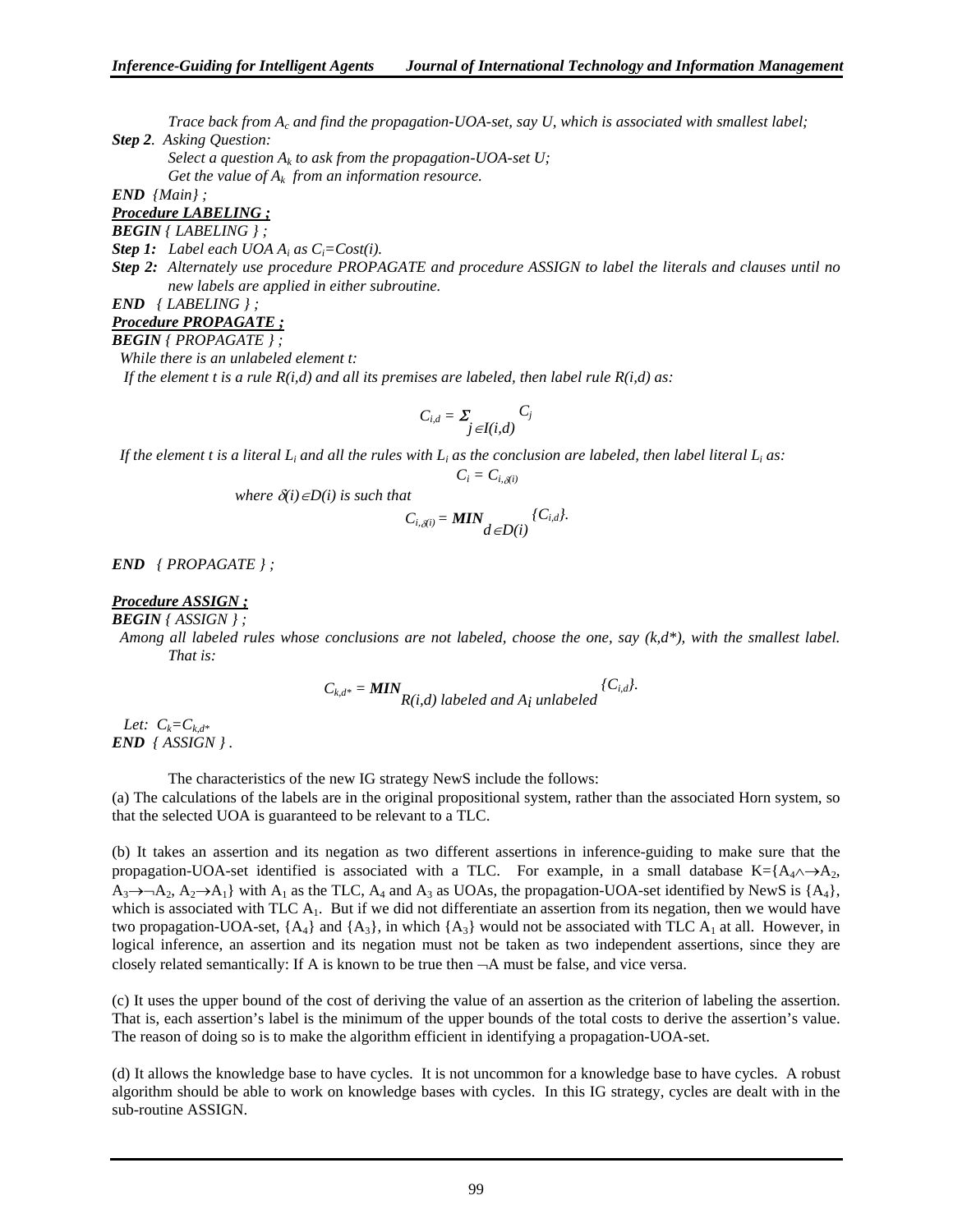*Trace back from $A_c$ and find the propagation-UOA-set, say U, which is associated with smallest label;*

***Step 2**. Asking Question:*

*Select a question $A_k$ to ask from the propagation-UOA-set U;*

*Get the value of $A_k$ from an information resource.*

***END** {Main} ;*

***Procedure LABELING ;***

***BEGIN** { LABELING } ;*

***Step 1:** Label each UOA $A_i$ as $C_i$=Cost(i).*

***Step 2:** Alternately use procedure PROPAGATE and procedure ASSIGN to label the literals and clauses until no new labels are applied in either subroutine.*

***END** { LABELING } ;*

***Procedure PROPAGATE ;***

***BEGIN** { PROPAGATE } ;*

*While there is an unlabeled element t:*

*If the element t is a rule R(i,d) and all its premises are labeled, then label rule R(i,d) as:*

$$C_{i,d} = \Sigma_{j \in I(i,d)} C_j$$

*If the element t is a literal $L_i$ and all the rules with $L_i$ as the conclusion are labeled, then label literal $L_i$ as:*

$$C_i = C_{i,\delta(i)}$$

*where $\delta(i) \in D(i)$ is such that*

$$C_{i,\delta(i)} = \textbf{MIN}_{d \in D(i)} \{C_{i,d}\}.$$

***END** { PROPAGATE } ;*

***Procedure ASSIGN ;***

***BEGIN** { ASSIGN } ;*

*Among all labeled rules whose conclusions are not labeled, choose the one, say (k,d\*), with the smallest label. That is:*

$$C_{k,d^*} = \textbf{MIN}_{R(i,d) \text{ labeled and } A_i \text{ unlabeled}} \{C_{i,d}\}.$$

*Let: $C_k = C_{k,d^*}$*

***END** { ASSIGN } .*

The characteristics of the new IG strategy NewS include the follows:

(a) The calculations of the labels are in the original propositional system, rather than the associated Horn system, so that the selected UOA is guaranteed to be relevant to a TLC.

(b) It takes an assertion and its negation as two different assertions in inference-guiding to make sure that the propagation-UOA-set identified is associated with a TLC. For example, in a small database K={$A_4 \wedge \rightarrow A_2$, $A_3 \rightarrow \neg A_2$, $A_2 \rightarrow A_1$} with $A_1$ as the TLC, $A_4$ and $A_3$ as UOAs, the propagation-UOA-set identified by NewS is {$A_4$}, which is associated with TLC $A_1$. But if we did not differentiate an assertion from its negation, then we would have two propagation-UOA-set, {$A_4$} and {$A_3$}, in which {$A_3$} would not be associated with TLC $A_1$ at all. However, in logical inference, an assertion and its negation must not be taken as two independent assertions, since they are closely related semantically: If A is known to be true then $\neg$A must be false, and vice versa.

(c) It uses the upper bound of the cost of deriving the value of an assertion as the criterion of labeling the assertion. That is, each assertion's label is the minimum of the upper bounds of the total costs to derive the assertion's value. The reason of doing so is to make the algorithm efficient in identifying a propagation-UOA-set.

(d) It allows the knowledge base to have cycles. It is not uncommon for a knowledge base to have cycles. A robust algorithm should be able to work on knowledge bases with cycles. In this IG strategy, cycles are dealt with in the sub-routine ASSIGN.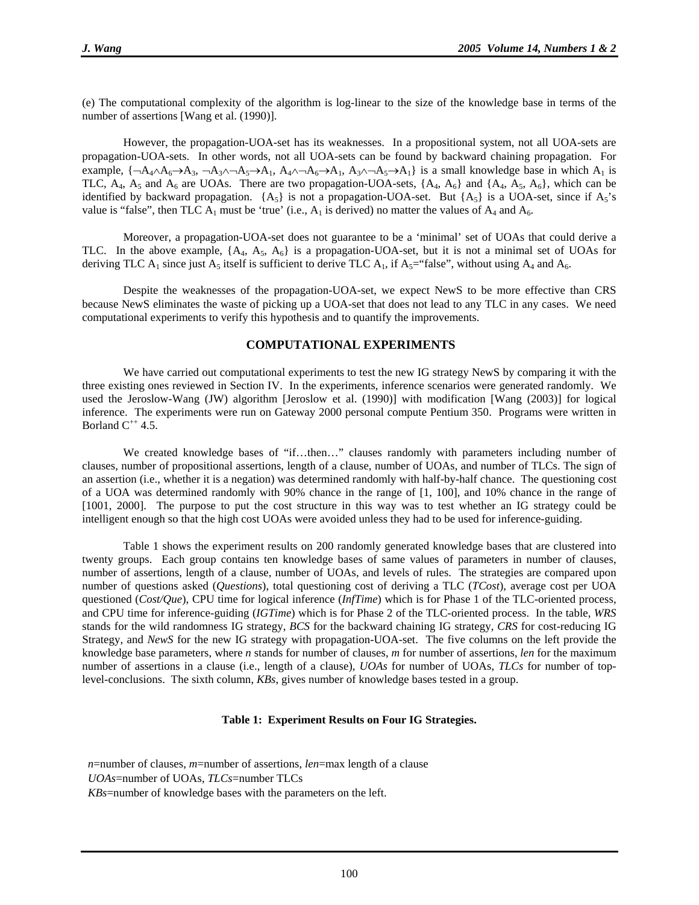(e) The computational complexity of the algorithm is log-linear to the size of the knowledge base in terms of the number of assertions [Wang et al. (1990)].

However, the propagation-UOA-set has its weaknesses. In a propositional system, not all UOA-sets are propagation-UOA-sets. In other words, not all UOA-sets can be found by backward chaining propagation. For example, $\{\neg A_4 \wedge A_6 \rightarrow A_3,\ \neg A_3 \wedge \neg A_5 \rightarrow A_1,\ A_4 \wedge \neg A_6 \rightarrow A_1,\ A_3 \wedge \neg A_5 \rightarrow A_1\}$ is a small knowledge base in which $A_1$ is TLC, $A_4$, $A_5$ and $A_6$ are UOAs. There are two propagation-UOA-sets, $\{A_4, A_6\}$ and $\{A_4, A_5, A_6\}$, which can be identified by backward propagation. $\{A_5\}$ is not a propagation-UOA-set. But $\{A_5\}$ is a UOA-set, since if $A_5$'s value is "false", then TLC $A_1$ must be 'true' (i.e., $A_1$ is derived) no matter the values of $A_4$ and $A_6$.

Moreover, a propagation-UOA-set does not guarantee to be a 'minimal' set of UOAs that could derive a TLC. In the above example, $\{A_4, A_5, A_6\}$ is a propagation-UOA-set, but it is not a minimal set of UOAs for deriving TLC $A_1$ since just $A_5$ itself is sufficient to derive TLC $A_1$, if $A_5$="false", without using $A_4$ and $A_6$.

Despite the weaknesses of the propagation-UOA-set, we expect NewS to be more effective than CRS because NewS eliminates the waste of picking up a UOA-set that does not lead to any TLC in any cases. We need computational experiments to verify this hypothesis and to quantify the improvements.

## COMPUTATIONAL EXPERIMENTS

We have carried out computational experiments to test the new IG strategy NewS by comparing it with the three existing ones reviewed in Section IV. In the experiments, inference scenarios were generated randomly. We used the Jeroslow-Wang (JW) algorithm [Jeroslow et al. (1990)] with modification [Wang (2003)] for logical inference. The experiments were run on Gateway 2000 personal compute Pentium 350. Programs were written in Borland $C^{++}$ 4.5.

We created knowledge bases of "if…then…" clauses randomly with parameters including number of clauses, number of propositional assertions, length of a clause, number of UOAs, and number of TLCs. The sign of an assertion (i.e., whether it is a negation) was determined randomly with half-by-half chance. The questioning cost of a UOA was determined randomly with 90% chance in the range of [1, 100], and 10% chance in the range of [1001, 2000]. The purpose to put the cost structure in this way was to test whether an IG strategy could be intelligent enough so that the high cost UOAs were avoided unless they had to be used for inference-guiding.

Table 1 shows the experiment results on 200 randomly generated knowledge bases that are clustered into twenty groups. Each group contains ten knowledge bases of same values of parameters in number of clauses, number of assertions, length of a clause, number of UOAs, and levels of rules. The strategies are compared upon number of questions asked (*Questions*), total questioning cost of deriving a TLC (*TCost*), average cost per UOA questioned (*Cost/Que*), CPU time for logical inference (*InfTime*) which is for Phase 1 of the TLC-oriented process, and CPU time for inference-guiding (*IGTime*) which is for Phase 2 of the TLC-oriented process. In the table, *WRS* stands for the wild randomness IG strategy, *BCS* for the backward chaining IG strategy, *CRS* for cost-reducing IG Strategy, and *NewS* for the new IG strategy with propagation-UOA-set. The five columns on the left provide the knowledge base parameters, where *n* stands for number of clauses, *m* for number of assertions, *len* for the maximum number of assertions in a clause (i.e., length of a clause), *UOAs* for number of UOAs, *TLCs* for number of top-level-conclusions. The sixth column, *KBs*, gives number of knowledge bases tested in a group.

**Table 1: Experiment Results on Four IG Strategies.**

*n*=number of clauses, *m*=number of assertions, *len*=max length of a clause
*UOAs*=number of UOAs, *TLCs*=number TLCs
*KBs*=number of knowledge bases with the parameters on the left.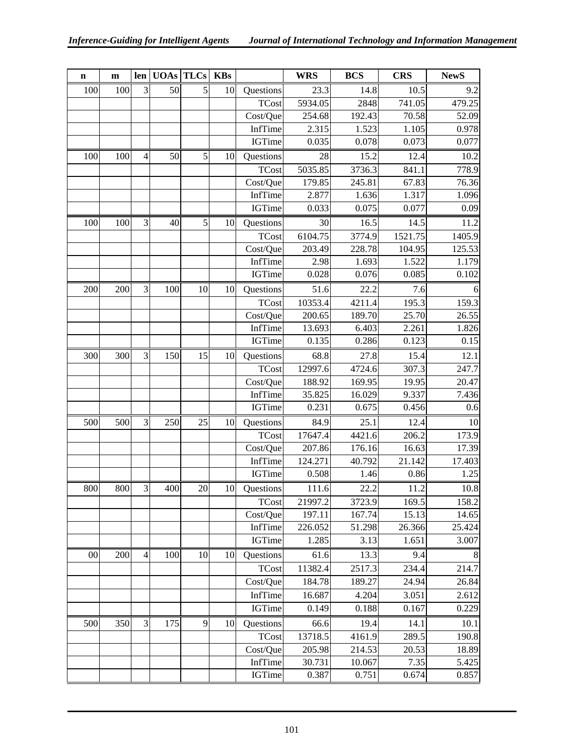| n | m | len | UOAs | TLCs | KBs | | WRS | BCS | CRS | NewS |
|---|---|---|---|---|---|---|---|---|---|---|
| 100 | 100 | 3 | 50 | 5 | 10 | Questions | 23.3 | 14.8 | 10.5 | 9.2 |
| | | | | | | TCost | 5934.05 | 2848 | 741.05 | 479.25 |
| | | | | | | Cost/Que | 254.68 | 192.43 | 70.58 | 52.09 |
| | | | | | | InfTime | 2.315 | 1.523 | 1.105 | 0.978 |
| | | | | | | IGTime | 0.035 | 0.078 | 0.073 | 0.077 |
| 100 | 100 | 4 | 50 | 5 | 10 | Questions | 28 | 15.2 | 12.4 | 10.2 |
| | | | | | | TCost | 5035.85 | 3736.3 | 841.1 | 778.9 |
| | | | | | | Cost/Que | 179.85 | 245.81 | 67.83 | 76.36 |
| | | | | | | InfTime | 2.877 | 1.636 | 1.317 | 1.096 |
| | | | | | | IGTime | 0.033 | 0.075 | 0.077 | 0.09 |
| 100 | 100 | 3 | 40 | 5 | 10 | Questions | 30 | 16.5 | 14.5 | 11.2 |
| | | | | | | TCost | 6104.75 | 3774.9 | 1521.75 | 1405.9 |
| | | | | | | Cost/Que | 203.49 | 228.78 | 104.95 | 125.53 |
| | | | | | | InfTime | 2.98 | 1.693 | 1.522 | 1.179 |
| | | | | | | IGTime | 0.028 | 0.076 | 0.085 | 0.102 |
| 200 | 200 | 3 | 100 | 10 | 10 | Questions | 51.6 | 22.2 | 7.6 | 6 |
| | | | | | | TCost | 10353.4 | 4211.4 | 195.3 | 159.3 |
| | | | | | | Cost/Que | 200.65 | 189.70 | 25.70 | 26.55 |
| | | | | | | InfTime | 13.693 | 6.403 | 2.261 | 1.826 |
| | | | | | | IGTime | 0.135 | 0.286 | 0.123 | 0.15 |
| 300 | 300 | 3 | 150 | 15 | 10 | Questions | 68.8 | 27.8 | 15.4 | 12.1 |
| | | | | | | TCost | 12997.6 | 4724.6 | 307.3 | 247.7 |
| | | | | | | Cost/Que | 188.92 | 169.95 | 19.95 | 20.47 |
| | | | | | | InfTime | 35.825 | 16.029 | 9.337 | 7.436 |
| | | | | | | IGTime | 0.231 | 0.675 | 0.456 | 0.6 |
| 500 | 500 | 3 | 250 | 25 | 10 | Questions | 84.9 | 25.1 | 12.4 | 10 |
| | | | | | | TCost | 17647.4 | 4421.6 | 206.2 | 173.9 |
| | | | | | | Cost/Que | 207.86 | 176.16 | 16.63 | 17.39 |
| | | | | | | InfTime | 124.271 | 40.792 | 21.142 | 17.403 |
| | | | | | | IGTime | 0.508 | 1.46 | 0.86 | 1.25 |
| 800 | 800 | 3 | 400 | 20 | 10 | Questions | 111.6 | 22.2 | 11.2 | 10.8 |
| | | | | | | TCost | 21997.2 | 3723.9 | 169.5 | 158.2 |
| | | | | | | Cost/Que | 197.11 | 167.74 | 15.13 | 14.65 |
| | | | | | | InfTime | 226.052 | 51.298 | 26.366 | 25.424 |
| | | | | | | IGTime | 1.285 | 3.13 | 1.651 | 3.007 |
| 00 | 200 | 4 | 100 | 10 | 10 | Questions | 61.6 | 13.3 | 9.4 | 8 |
| | | | | | | TCost | 11382.4 | 2517.3 | 234.4 | 214.7 |
| | | | | | | Cost/Que | 184.78 | 189.27 | 24.94 | 26.84 |
| | | | | | | InfTime | 16.687 | 4.204 | 3.051 | 2.612 |
| | | | | | | IGTime | 0.149 | 0.188 | 0.167 | 0.229 |
| 500 | 350 | 3 | 175 | 9 | 10 | Questions | 66.6 | 19.4 | 14.1 | 10.1 |
| | | | | | | TCost | 13718.5 | 4161.9 | 289.5 | 190.8 |
| | | | | | | Cost/Que | 205.98 | 214.53 | 20.53 | 18.89 |
| | | | | | | InfTime | 30.731 | 10.067 | 7.35 | 5.425 |
| | | | | | | IGTime | 0.387 | 0.751 | 0.674 | 0.857 |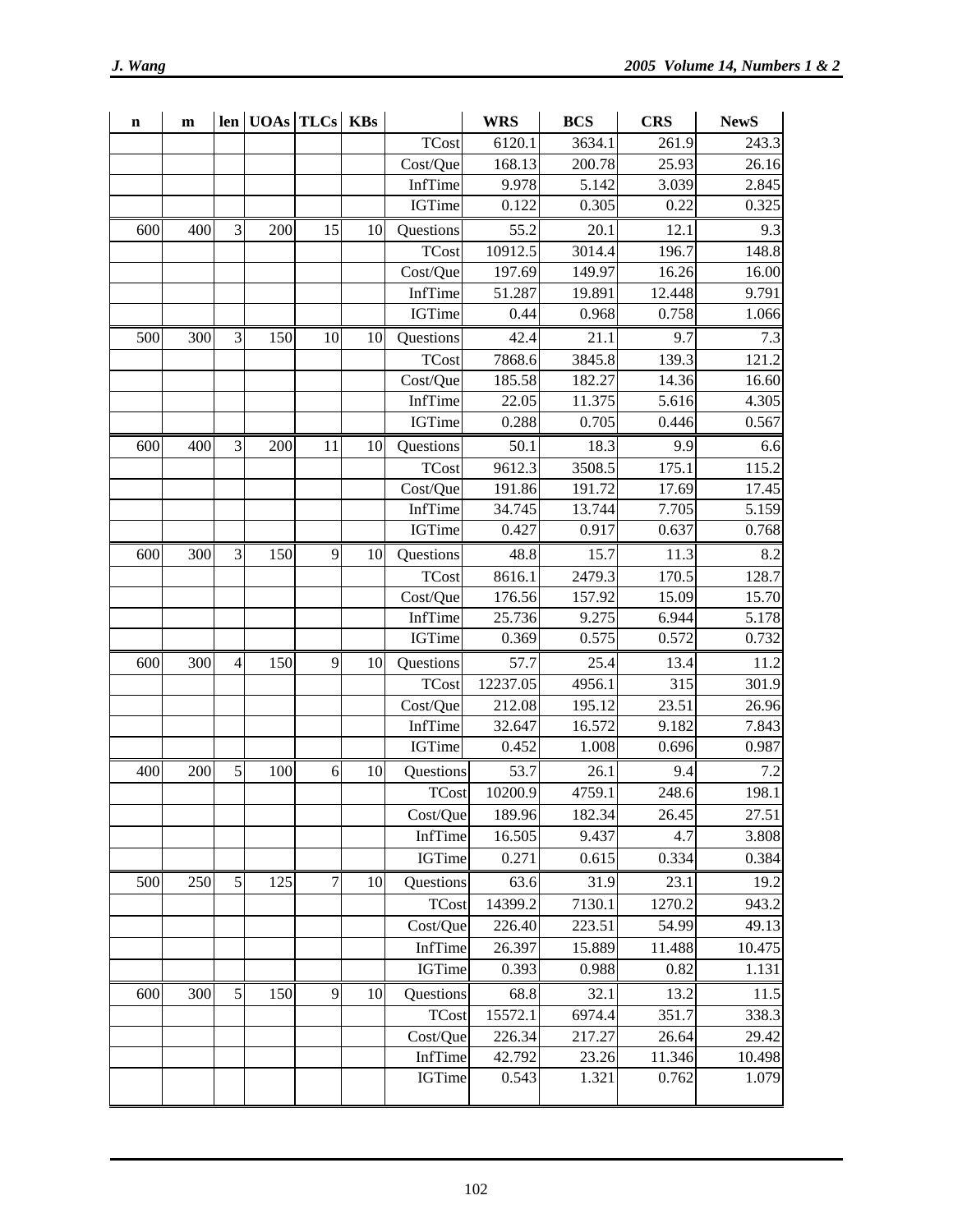| n | m | len | UOAs | TLCs | KBs | | WRS | BCS | CRS | NewS |
|---|---|---|---|---|---|---|---|---|---|---|
| | | | | | | TCost | 6120.1 | 3634.1 | 261.9 | 243.3 |
| | | | | | | Cost/Que | 168.13 | 200.78 | 25.93 | 26.16 |
| | | | | | | InfTime | 9.978 | 5.142 | 3.039 | 2.845 |
| | | | | | | IGTime | 0.122 | 0.305 | 0.22 | 0.325 |
| 600 | 400 | 3 | 200 | 15 | 10 | Questions | 55.2 | 20.1 | 12.1 | 9.3 |
| | | | | | | TCost | 10912.5 | 3014.4 | 196.7 | 148.8 |
| | | | | | | Cost/Que | 197.69 | 149.97 | 16.26 | 16.00 |
| | | | | | | InfTime | 51.287 | 19.891 | 12.448 | 9.791 |
| | | | | | | IGTime | 0.44 | 0.968 | 0.758 | 1.066 |
| 500 | 300 | 3 | 150 | 10 | 10 | Questions | 42.4 | 21.1 | 9.7 | 7.3 |
| | | | | | | TCost | 7868.6 | 3845.8 | 139.3 | 121.2 |
| | | | | | | Cost/Que | 185.58 | 182.27 | 14.36 | 16.60 |
| | | | | | | InfTime | 22.05 | 11.375 | 5.616 | 4.305 |
| | | | | | | IGTime | 0.288 | 0.705 | 0.446 | 0.567 |
| 600 | 400 | 3 | 200 | 11 | 10 | Questions | 50.1 | 18.3 | 9.9 | 6.6 |
| | | | | | | TCost | 9612.3 | 3508.5 | 175.1 | 115.2 |
| | | | | | | Cost/Que | 191.86 | 191.72 | 17.69 | 17.45 |
| | | | | | | InfTime | 34.745 | 13.744 | 7.705 | 5.159 |
| | | | | | | IGTime | 0.427 | 0.917 | 0.637 | 0.768 |
| 600 | 300 | 3 | 150 | 9 | 10 | Questions | 48.8 | 15.7 | 11.3 | 8.2 |
| | | | | | | TCost | 8616.1 | 2479.3 | 170.5 | 128.7 |
| | | | | | | Cost/Que | 176.56 | 157.92 | 15.09 | 15.70 |
| | | | | | | InfTime | 25.736 | 9.275 | 6.944 | 5.178 |
| | | | | | | IGTime | 0.369 | 0.575 | 0.572 | 0.732 |
| 600 | 300 | 4 | 150 | 9 | 10 | Questions | 57.7 | 25.4 | 13.4 | 11.2 |
| | | | | | | TCost | 12237.05 | 4956.1 | 315 | 301.9 |
| | | | | | | Cost/Que | 212.08 | 195.12 | 23.51 | 26.96 |
| | | | | | | InfTime | 32.647 | 16.572 | 9.182 | 7.843 |
| | | | | | | IGTime | 0.452 | 1.008 | 0.696 | 0.987 |
| 400 | 200 | 5 | 100 | 6 | 10 | Questions | 53.7 | 26.1 | 9.4 | 7.2 |
| | | | | | | TCost | 10200.9 | 4759.1 | 248.6 | 198.1 |
| | | | | | | Cost/Que | 189.96 | 182.34 | 26.45 | 27.51 |
| | | | | | | InfTime | 16.505 | 9.437 | 4.7 | 3.808 |
| | | | | | | IGTime | 0.271 | 0.615 | 0.334 | 0.384 |
| 500 | 250 | 5 | 125 | 7 | 10 | Questions | 63.6 | 31.9 | 23.1 | 19.2 |
| | | | | | | TCost | 14399.2 | 7130.1 | 1270.2 | 943.2 |
| | | | | | | Cost/Que | 226.40 | 223.51 | 54.99 | 49.13 |
| | | | | | | InfTime | 26.397 | 15.889 | 11.488 | 10.475 |
| | | | | | | IGTime | 0.393 | 0.988 | 0.82 | 1.131 |
| 600 | 300 | 5 | 150 | 9 | 10 | Questions | 68.8 | 32.1 | 13.2 | 11.5 |
| | | | | | | TCost | 15572.1 | 6974.4 | 351.7 | 338.3 |
| | | | | | | Cost/Que | 226.34 | 217.27 | 26.64 | 29.42 |
| | | | | | | InfTime | 42.792 | 23.26 | 11.346 | 10.498 |
| | | | | | | IGTime | 0.543 | 1.321 | 0.762 | 1.079 |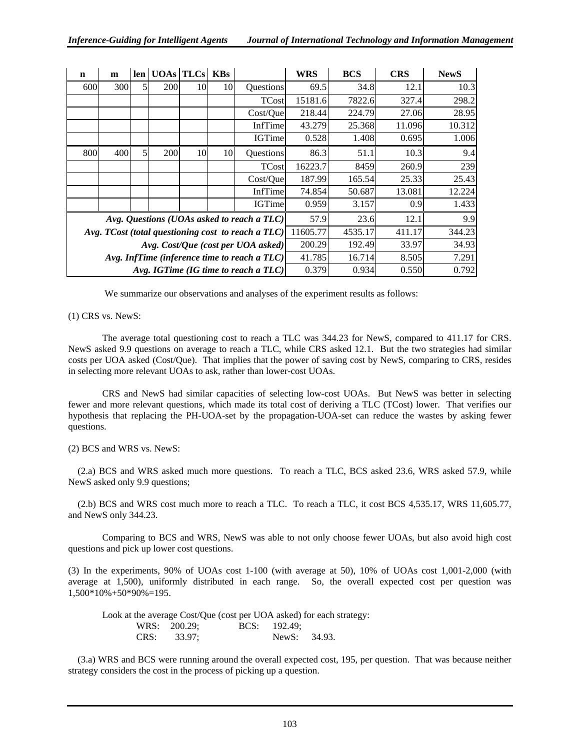| n | m | len | UOAs | TLCs | KBs | | WRS | BCS | CRS | NewS |
|---|---|---|---|---|---|---|---|---|---|---|
| 600 | 300 | 5 | 200 | 10 | 10 | Questions | 69.5 | 34.8 | 12.1 | 10.3 |
| | | | | | | TCost | 15181.6 | 7822.6 | 327.4 | 298.2 |
| | | | | | | Cost/Que | 218.44 | 224.79 | 27.06 | 28.95 |
| | | | | | | InfTime | 43.279 | 25.368 | 11.096 | 10.312 |
| | | | | | | IGTime | 0.528 | 1.408 | 0.695 | 1.006 |
| 800 | 400 | 5 | 200 | 10 | 10 | Questions | 86.3 | 51.1 | 10.3 | 9.4 |
| | | | | | | TCost | 16223.7 | 8459 | 260.9 | 239 |
| | | | | | | Cost/Que | 187.99 | 165.54 | 25.33 | 25.43 |
| | | | | | | InfTime | 74.854 | 50.687 | 13.081 | 12.224 |
| | | | | | | IGTime | 0.959 | 3.157 | 0.9 | 1.433 |
| *Avg. Questions (UOAs asked to reach a TLC)* | | | | | | | 57.9 | 23.6 | 12.1 | 9.9 |
| *Avg. TCost (total questioning cost to reach a TLC)* | | | | | | | 11605.77 | 4535.17 | 411.17 | 344.23 |
| *Avg. Cost/Que (cost per UOA asked)* | | | | | | | 200.29 | 192.49 | 33.97 | 34.93 |
| *Avg. InfTime (inference time to reach a TLC)* | | | | | | | 41.785 | 16.714 | 8.505 | 7.291 |
| *Avg. IGTime (IG time to reach a TLC)* | | | | | | | 0.379 | 0.934 | 0.550 | 0.792 |

We summarize our observations and analyses of the experiment results as follows:

(1) CRS vs. NewS:

The average total questioning cost to reach a TLC was 344.23 for NewS, compared to 411.17 for CRS. NewS asked 9.9 questions on average to reach a TLC, while CRS asked 12.1. But the two strategies had similar costs per UOA asked (Cost/Que). That implies that the power of saving cost by NewS, comparing to CRS, resides in selecting more relevant UOAs to ask, rather than lower-cost UOAs.

CRS and NewS had similar capacities of selecting low-cost UOAs. But NewS was better in selecting fewer and more relevant questions, which made its total cost of deriving a TLC (TCost) lower. That verifies our hypothesis that replacing the PH-UOA-set by the propagation-UOA-set can reduce the wastes by asking fewer questions.

(2) BCS and WRS vs. NewS:

(2.a) BCS and WRS asked much more questions. To reach a TLC, BCS asked 23.6, WRS asked 57.9, while NewS asked only 9.9 questions;

(2.b) BCS and WRS cost much more to reach a TLC. To reach a TLC, it cost BCS 4,535.17, WRS 11,605.77, and NewS only 344.23.

Comparing to BCS and WRS, NewS was able to not only choose fewer UOAs, but also avoid high cost questions and pick up lower cost questions.

(3) In the experiments, 90% of UOAs cost 1-100 (with average at 50), 10% of UOAs cost 1,001-2,000 (with average at 1,500), uniformly distributed in each range. So, the overall expected cost per question was 1,500*10%+50*90%=195.

Look at the average Cost/Que (cost per UOA asked) for each strategy:

WRS: 200.29; BCS: 192.49;
CRS: 33.97; NewS: 34.93.

(3.a) WRS and BCS were running around the overall expected cost, 195, per question. That was because neither strategy considers the cost in the process of picking up a question.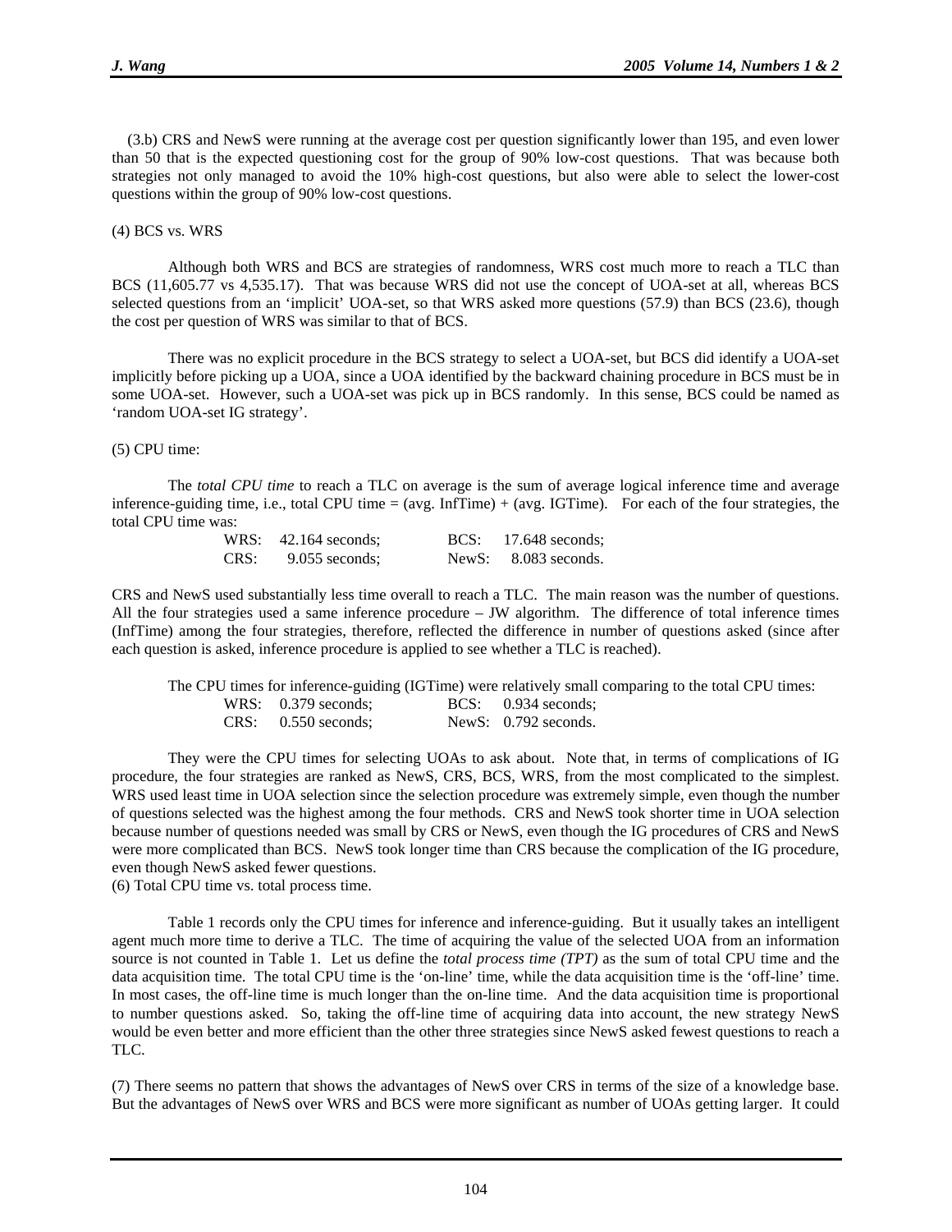(3.b) CRS and NewS were running at the average cost per question significantly lower than 195, and even lower than 50 that is the expected questioning cost for the group of 90% low-cost questions. That was because both strategies not only managed to avoid the 10% high-cost questions, but also were able to select the lower-cost questions within the group of 90% low-cost questions.

(4) BCS vs. WRS

Although both WRS and BCS are strategies of randomness, WRS cost much more to reach a TLC than BCS (11,605.77 vs 4,535.17). That was because WRS did not use the concept of UOA-set at all, whereas BCS selected questions from an 'implicit' UOA-set, so that WRS asked more questions (57.9) than BCS (23.6), though the cost per question of WRS was similar to that of BCS.

There was no explicit procedure in the BCS strategy to select a UOA-set, but BCS did identify a UOA-set implicitly before picking up a UOA, since a UOA identified by the backward chaining procedure in BCS must be in some UOA-set. However, such a UOA-set was pick up in BCS randomly. In this sense, BCS could be named as 'random UOA-set IG strategy'.

(5) CPU time:

The *total CPU time* to reach a TLC on average is the sum of average logical inference time and average inference-guiding time, i.e., total CPU time = (avg. InfTime) + (avg. IGTime). For each of the four strategies, the total CPU time was:

| | | | |
|---|---|---|---|
| WRS: | 42.164 seconds; | BCS: | 17.648 seconds; |
| CRS: | 9.055 seconds; | NewS: | 8.083 seconds. |

CRS and NewS used substantially less time overall to reach a TLC. The main reason was the number of questions. All the four strategies used a same inference procedure – JW algorithm. The difference of total inference times (InfTime) among the four strategies, therefore, reflected the difference in number of questions asked (since after each question is asked, inference procedure is applied to see whether a TLC is reached).

The CPU times for inference-guiding (IGTime) were relatively small comparing to the total CPU times:

| | | | |
|---|---|---|---|
| WRS: | 0.379 seconds; | BCS: | 0.934 seconds; |
| CRS: | 0.550 seconds; | NewS: | 0.792 seconds. |

They were the CPU times for selecting UOAs to ask about. Note that, in terms of complications of IG procedure, the four strategies are ranked as NewS, CRS, BCS, WRS, from the most complicated to the simplest. WRS used least time in UOA selection since the selection procedure was extremely simple, even though the number of questions selected was the highest among the four methods. CRS and NewS took shorter time in UOA selection because number of questions needed was small by CRS or NewS, even though the IG procedures of CRS and NewS were more complicated than BCS. NewS took longer time than CRS because the complication of the IG procedure, even though NewS asked fewer questions.

(6) Total CPU time vs. total process time.

Table 1 records only the CPU times for inference and inference-guiding. But it usually takes an intelligent agent much more time to derive a TLC. The time of acquiring the value of the selected UOA from an information source is not counted in Table 1. Let us define the *total process time (TPT)* as the sum of total CPU time and the data acquisition time. The total CPU time is the 'on-line' time, while the data acquisition time is the 'off-line' time. In most cases, the off-line time is much longer than the on-line time. And the data acquisition time is proportional to number questions asked. So, taking the off-line time of acquiring data into account, the new strategy NewS would be even better and more efficient than the other three strategies since NewS asked fewest questions to reach a TLC.

(7) There seems no pattern that shows the advantages of NewS over CRS in terms of the size of a knowledge base. But the advantages of NewS over WRS and BCS were more significant as number of UOAs getting larger. It could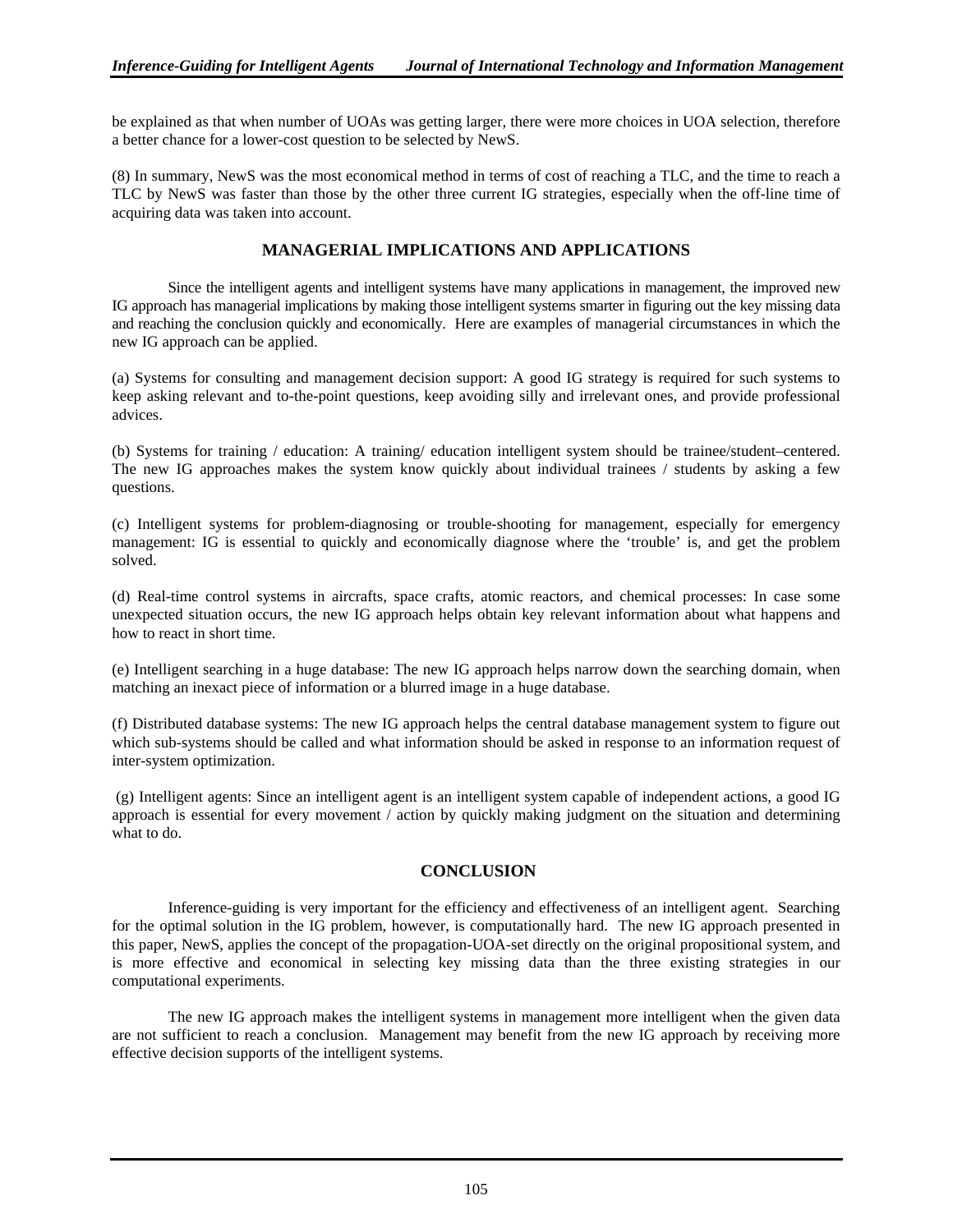be explained as that when number of UOAs was getting larger, there were more choices in UOA selection, therefore a better chance for a lower-cost question to be selected by NewS.

(8) In summary, NewS was the most economical method in terms of cost of reaching a TLC, and the time to reach a TLC by NewS was faster than those by the other three current IG strategies, especially when the off-line time of acquiring data was taken into account.

## MANAGERIAL IMPLICATIONS AND APPLICATIONS

Since the intelligent agents and intelligent systems have many applications in management, the improved new IG approach has managerial implications by making those intelligent systems smarter in figuring out the key missing data and reaching the conclusion quickly and economically. Here are examples of managerial circumstances in which the new IG approach can be applied.

(a) Systems for consulting and management decision support: A good IG strategy is required for such systems to keep asking relevant and to-the-point questions, keep avoiding silly and irrelevant ones, and provide professional advices.

(b) Systems for training / education: A training/ education intelligent system should be trainee/student–centered. The new IG approaches makes the system know quickly about individual trainees / students by asking a few questions.

(c) Intelligent systems for problem-diagnosing or trouble-shooting for management, especially for emergency management: IG is essential to quickly and economically diagnose where the 'trouble' is, and get the problem solved.

(d) Real-time control systems in aircrafts, space crafts, atomic reactors, and chemical processes: In case some unexpected situation occurs, the new IG approach helps obtain key relevant information about what happens and how to react in short time.

(e) Intelligent searching in a huge database: The new IG approach helps narrow down the searching domain, when matching an inexact piece of information or a blurred image in a huge database.

(f) Distributed database systems: The new IG approach helps the central database management system to figure out which sub-systems should be called and what information should be asked in response to an information request of inter-system optimization.

(g) Intelligent agents: Since an intelligent agent is an intelligent system capable of independent actions, a good IG approach is essential for every movement / action by quickly making judgment on the situation and determining what to do.

## CONCLUSION

Inference-guiding is very important for the efficiency and effectiveness of an intelligent agent. Searching for the optimal solution in the IG problem, however, is computationally hard. The new IG approach presented in this paper, NewS, applies the concept of the propagation-UOA-set directly on the original propositional system, and is more effective and economical in selecting key missing data than the three existing strategies in our computational experiments.

The new IG approach makes the intelligent systems in management more intelligent when the given data are not sufficient to reach a conclusion. Management may benefit from the new IG approach by receiving more effective decision supports of the intelligent systems.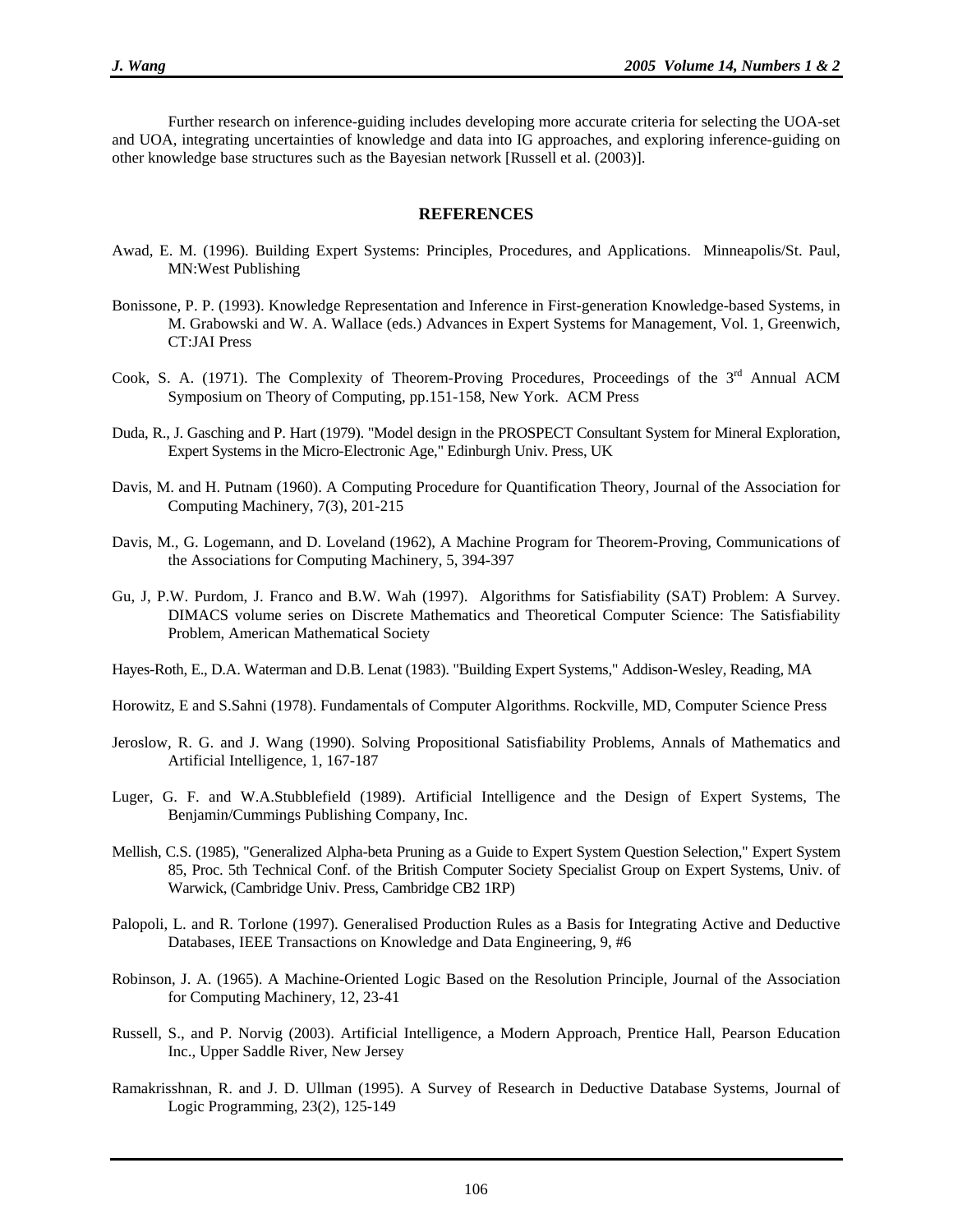Further research on inference-guiding includes developing more accurate criteria for selecting the UOA-set and UOA, integrating uncertainties of knowledge and data into IG approaches, and exploring inference-guiding on other knowledge base structures such as the Bayesian network [Russell et al. (2003)].

## REFERENCES

Awad, E. M. (1996). Building Expert Systems: Principles, Procedures, and Applications. Minneapolis/St. Paul, MN:West Publishing

Bonissone, P. P. (1993). Knowledge Representation and Inference in First-generation Knowledge-based Systems, in M. Grabowski and W. A. Wallace (eds.) Advances in Expert Systems for Management, Vol. 1, Greenwich, CT:JAI Press

Cook, S. A. (1971). The Complexity of Theorem-Proving Procedures, Proceedings of the 3rd Annual ACM Symposium on Theory of Computing, pp.151-158, New York. ACM Press

Duda, R., J. Gasching and P. Hart (1979). "Model design in the PROSPECT Consultant System for Mineral Exploration, Expert Systems in the Micro-Electronic Age," Edinburgh Univ. Press, UK

Davis, M. and H. Putnam (1960). A Computing Procedure for Quantification Theory, Journal of the Association for Computing Machinery, 7(3), 201-215

Davis, M., G. Logemann, and D. Loveland (1962), A Machine Program for Theorem-Proving, Communications of the Associations for Computing Machinery, 5, 394-397

Gu, J, P.W. Purdom, J. Franco and B.W. Wah (1997). Algorithms for Satisfiability (SAT) Problem: A Survey. DIMACS volume series on Discrete Mathematics and Theoretical Computer Science: The Satisfiability Problem, American Mathematical Society

Hayes-Roth, E., D.A. Waterman and D.B. Lenat (1983). "Building Expert Systems," Addison-Wesley, Reading, MA

Horowitz, E and S.Sahni (1978). Fundamentals of Computer Algorithms. Rockville, MD, Computer Science Press

Jeroslow, R. G. and J. Wang (1990). Solving Propositional Satisfiability Problems, Annals of Mathematics and Artificial Intelligence, 1, 167-187

Luger, G. F. and W.A.Stubblefield (1989). Artificial Intelligence and the Design of Expert Systems, The Benjamin/Cummings Publishing Company, Inc.

Mellish, C.S. (1985), "Generalized Alpha-beta Pruning as a Guide to Expert System Question Selection," Expert System 85, Proc. 5th Technical Conf. of the British Computer Society Specialist Group on Expert Systems, Univ. of Warwick, (Cambridge Univ. Press, Cambridge CB2 1RP)

Palopoli, L. and R. Torlone (1997). Generalised Production Rules as a Basis for Integrating Active and Deductive Databases, IEEE Transactions on Knowledge and Data Engineering, 9, #6

Robinson, J. A. (1965). A Machine-Oriented Logic Based on the Resolution Principle, Journal of the Association for Computing Machinery, 12, 23-41

Russell, S., and P. Norvig (2003). Artificial Intelligence, a Modern Approach, Prentice Hall, Pearson Education Inc., Upper Saddle River, New Jersey

Ramakrisshnan, R. and J. D. Ullman (1995). A Survey of Research in Deductive Database Systems, Journal of Logic Programming, 23(2), 125-149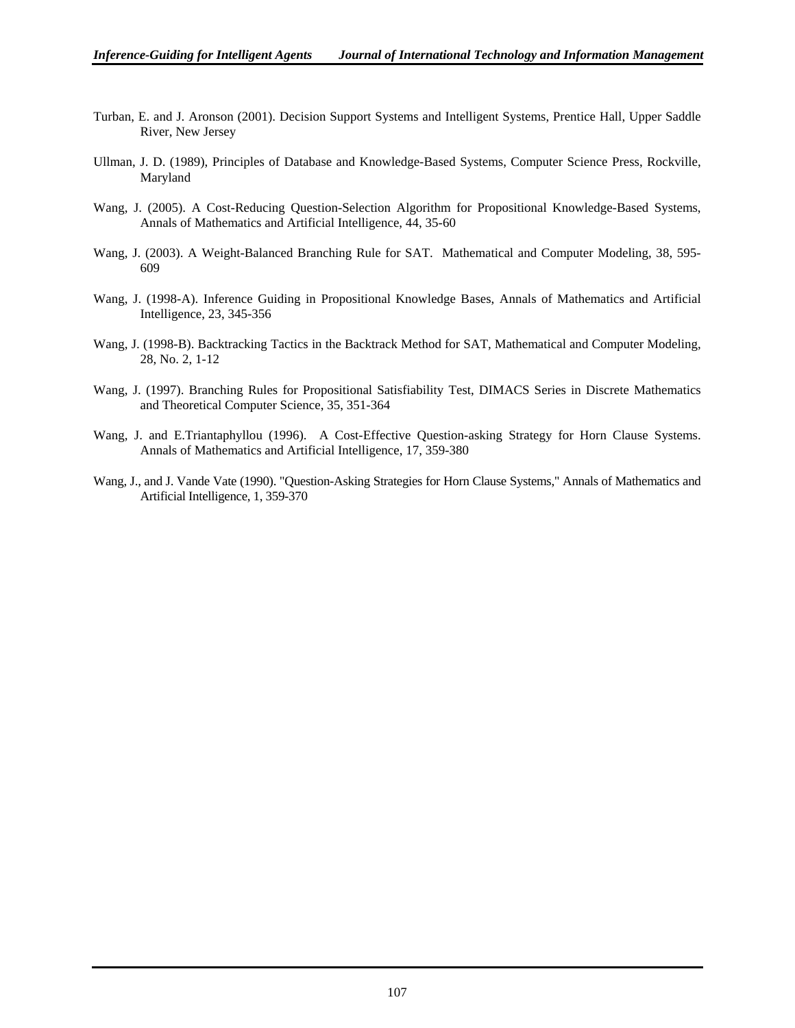Turban, E. and J. Aronson (2001). Decision Support Systems and Intelligent Systems, Prentice Hall, Upper Saddle River, New Jersey

Ullman, J. D. (1989), Principles of Database and Knowledge-Based Systems, Computer Science Press, Rockville, Maryland

Wang, J. (2005). A Cost-Reducing Question-Selection Algorithm for Propositional Knowledge-Based Systems, Annals of Mathematics and Artificial Intelligence, 44, 35-60

Wang, J. (2003). A Weight-Balanced Branching Rule for SAT. Mathematical and Computer Modeling, 38, 595-609

Wang, J. (1998-A). Inference Guiding in Propositional Knowledge Bases, Annals of Mathematics and Artificial Intelligence, 23, 345-356

Wang, J. (1998-B). Backtracking Tactics in the Backtrack Method for SAT, Mathematical and Computer Modeling, 28, No. 2, 1-12

Wang, J. (1997). Branching Rules for Propositional Satisfiability Test, DIMACS Series in Discrete Mathematics and Theoretical Computer Science, 35, 351-364

Wang, J. and E.Triantaphyllou (1996). A Cost-Effective Question-asking Strategy for Horn Clause Systems. Annals of Mathematics and Artificial Intelligence, 17, 359-380

Wang, J., and J. Vande Vate (1990). "Question-Asking Strategies for Horn Clause Systems," Annals of Mathematics and Artificial Intelligence, 1, 359-370